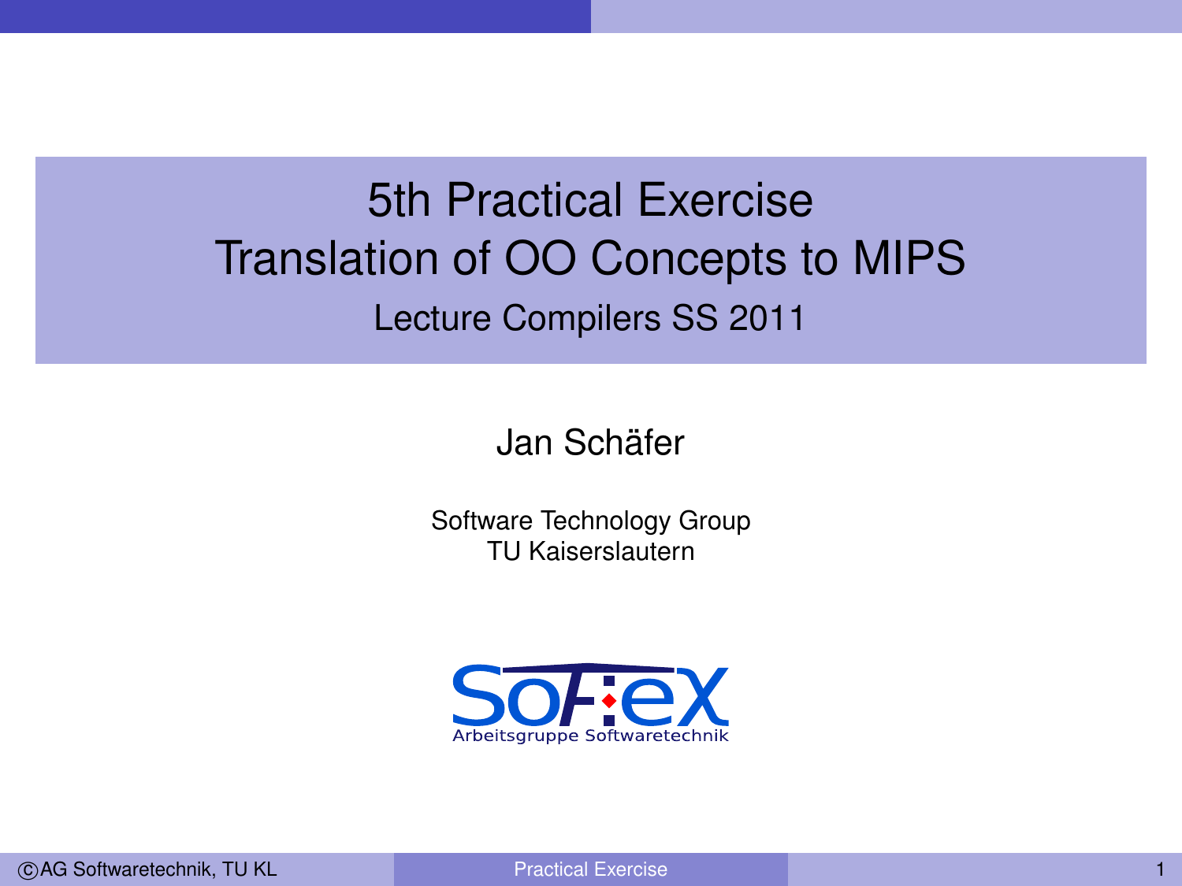# 5th Practical Exercise
# Translation of OO Concepts to MIPS

## Lecture Compilers SS 2011

Jan Schäfer

Software Technology Group
TU Kaiserslautern

SofTeX
Arbeitsgruppe Softwaretechnik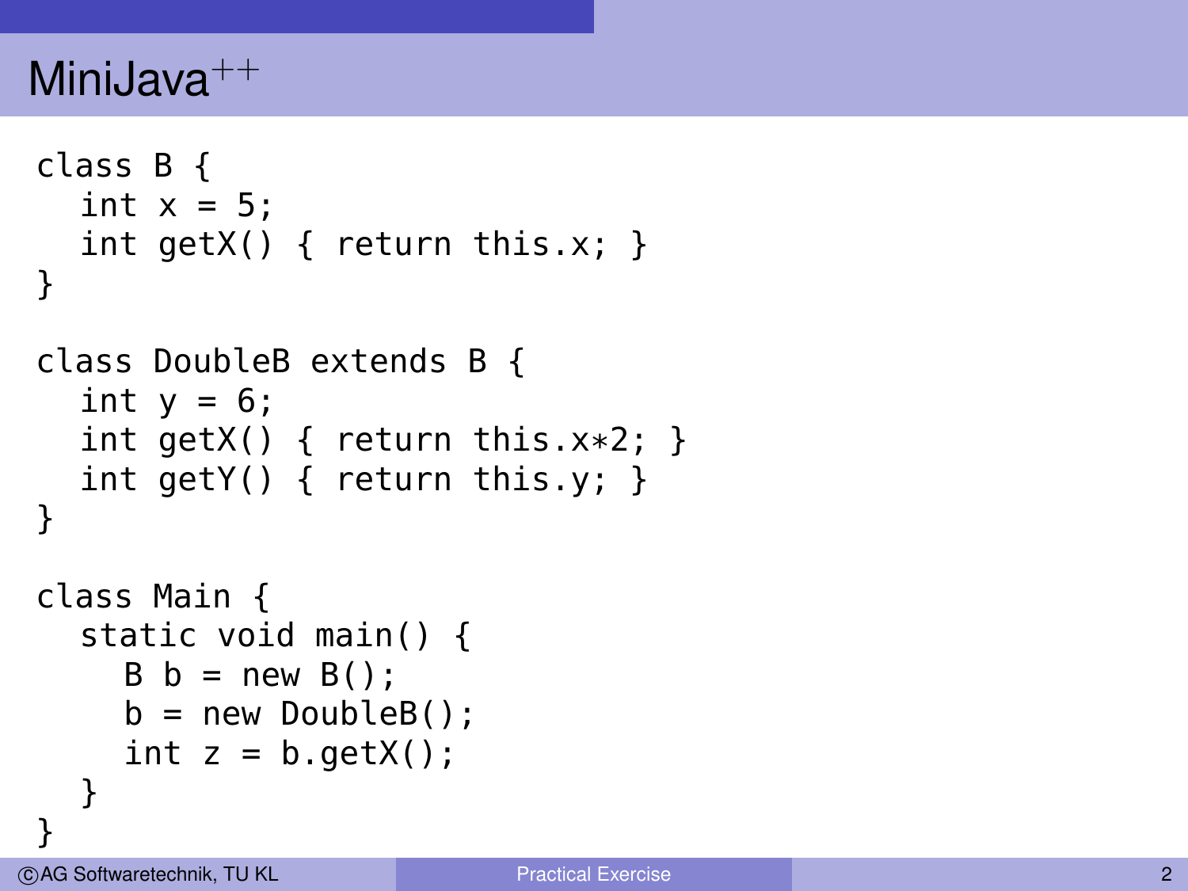# MiniJava$^{++}$

```
class B {
  int x = 5;
  int getX() { return this.x; }
}

class DoubleB extends B {
  int y = 6;
  int getX() { return this.x*2; }
  int getY() { return this.y; }
}

class Main {
  static void main() {
    B b = new B();
    b = new DoubleB();
    int z = b.getX();
  }
}
```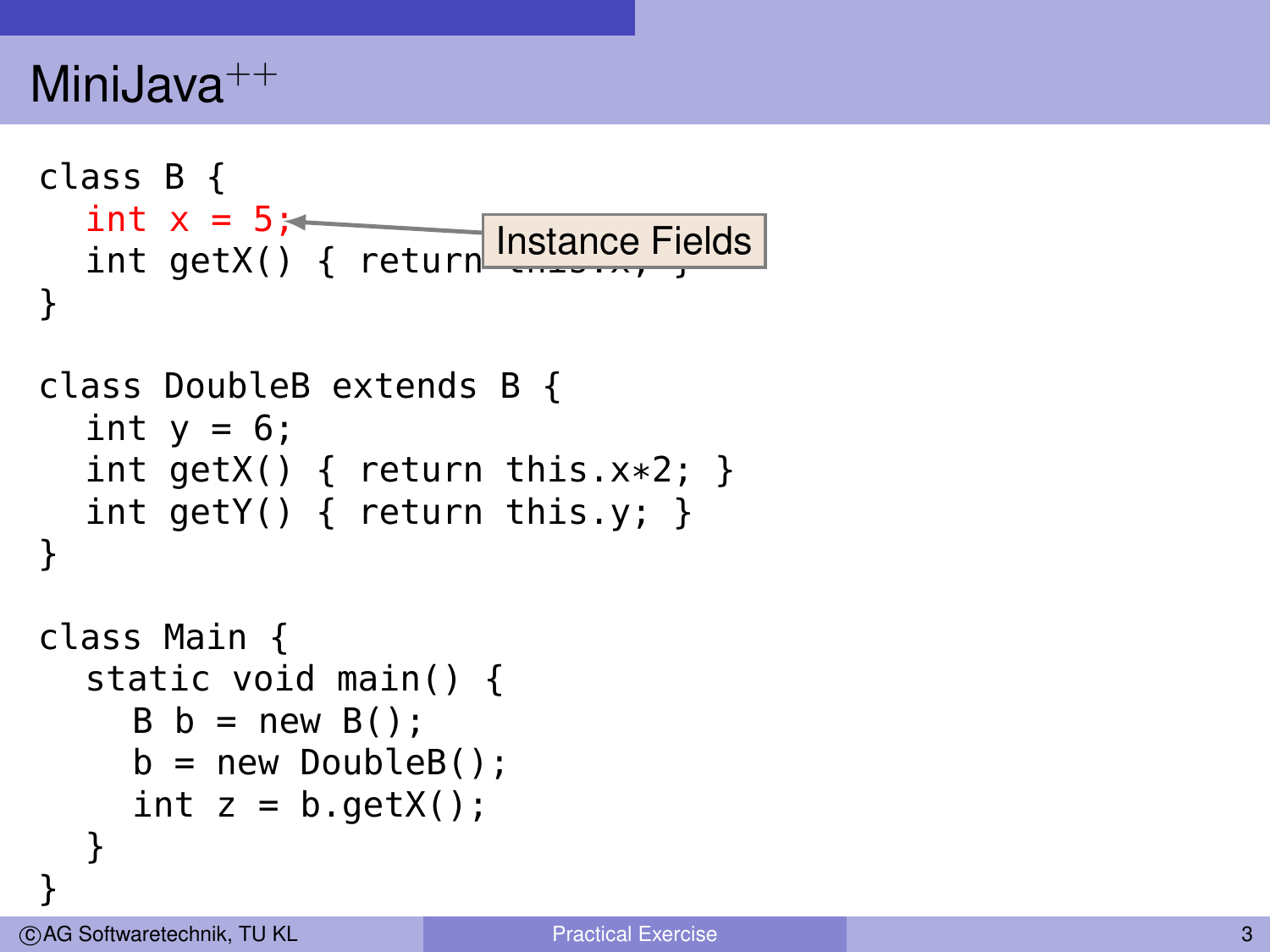# MiniJava$^{++}$

```
class B {
  int x = 5;
  int getX() { return this.x; }
}

class DoubleB extends B {
  int y = 6;
  int getX() { return this.x*2; }
  int getY() { return this.y; }
}

class Main {
  static void main() {
    B b = new B();
    b = new DoubleB();
    int z = b.getX();
  }
}
```

Instance Fields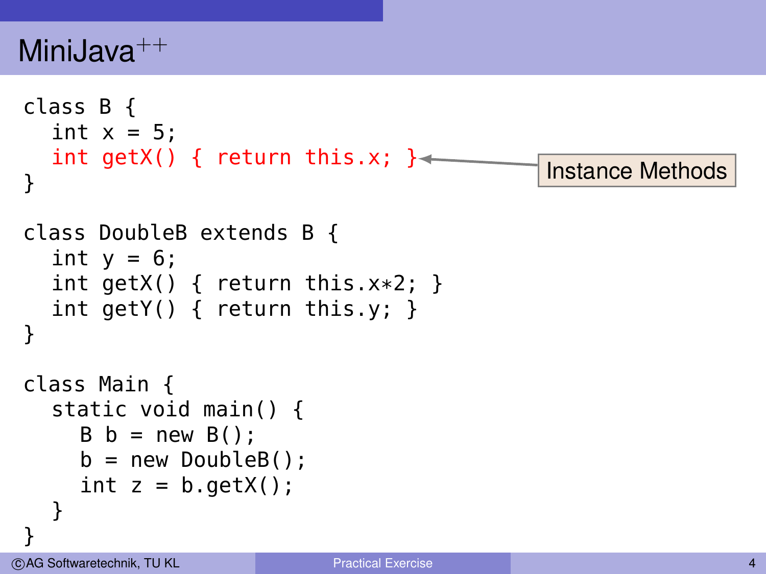# MiniJava$^{++}$

```
class B {
  int x = 5;
  int getX() { return this.x; }
}

class DoubleB extends B {
  int y = 6;
  int getX() { return this.x*2; }
  int getY() { return this.y; }
}

class Main {
  static void main() {
    B b = new B();
    b = new DoubleB();
    int z = b.getX();
  }
}
```

Instance Methods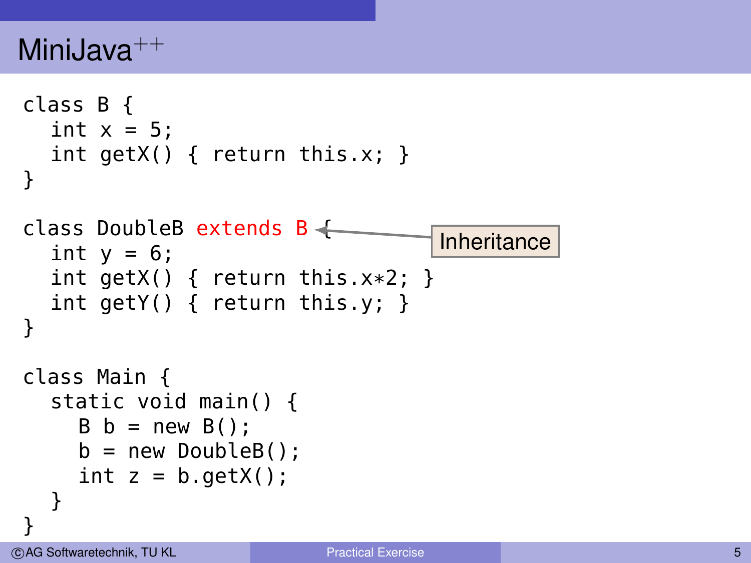# MiniJava$^{++}$

```
class B {
  int x = 5;
  int getX() { return this.x; }
}

class DoubleB extends B {
  int y = 6;
  int getX() { return this.x*2; }
  int getY() { return this.y; }
}

class Main {
  static void main() {
    B b = new B();
    b = new DoubleB();
    int z = b.getX();
  }
}
```

Inheritance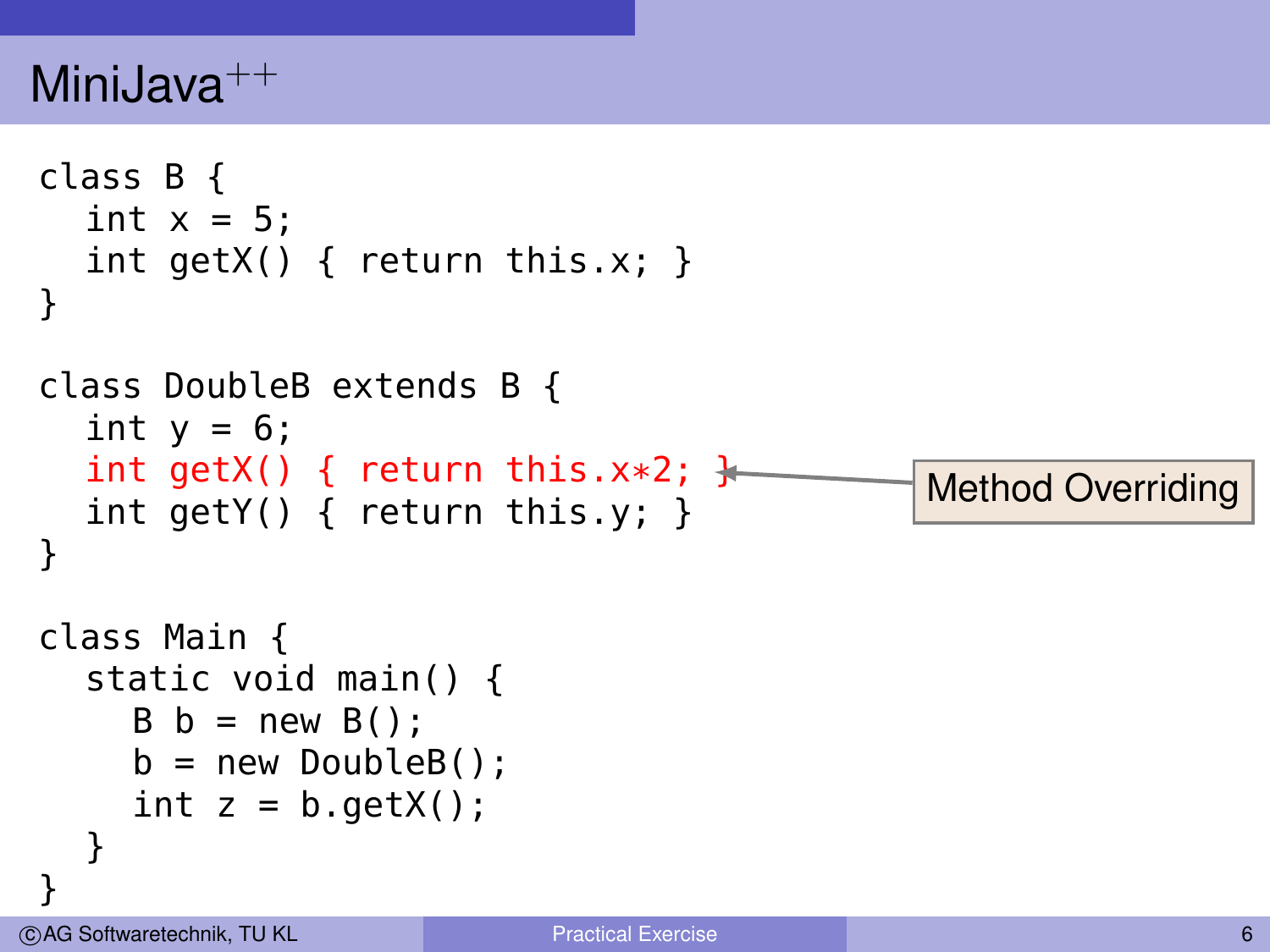# MiniJava$^{++}$

```
class B {
  int x = 5;
  int getX() { return this.x; }
}

class DoubleB extends B {
  int y = 6;
  int getX() { return this.x*2; }
  int getY() { return this.y; }
}

class Main {
  static void main() {
    B b = new B();
    b = new DoubleB();
    int z = b.getX();
  }
}
```

Method Overriding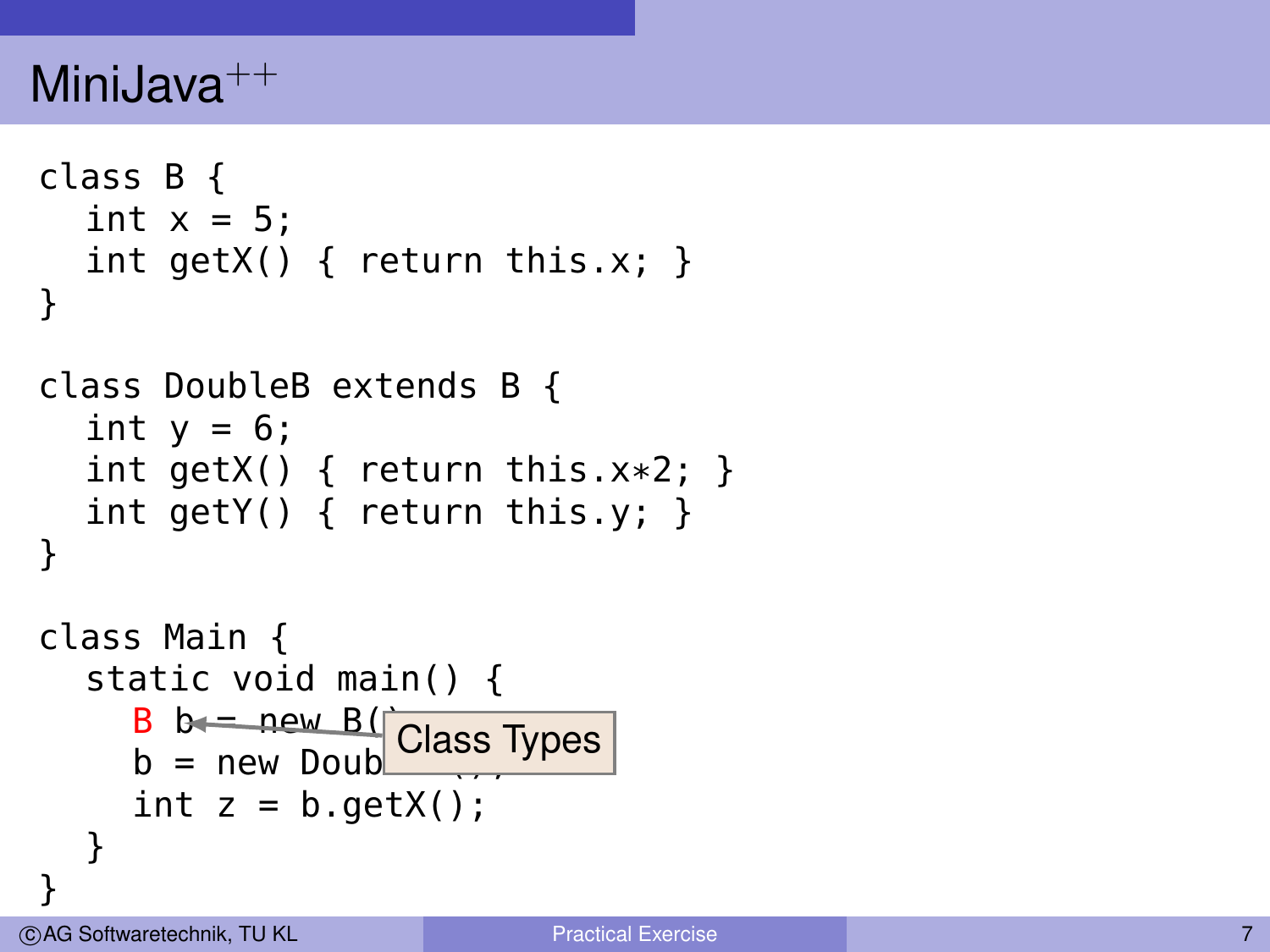# MiniJava$^{++}$

```
class B {
  int x = 5;
  int getX() { return this.x; }
}

class DoubleB extends B {
  int y = 6;
  int getX() { return this.x*2; }
  int getY() { return this.y; }
}

class Main {
  static void main() {
    B b = new B();
    b = new DoubleB();
    int z = b.getX();
  }
}
```

Class Types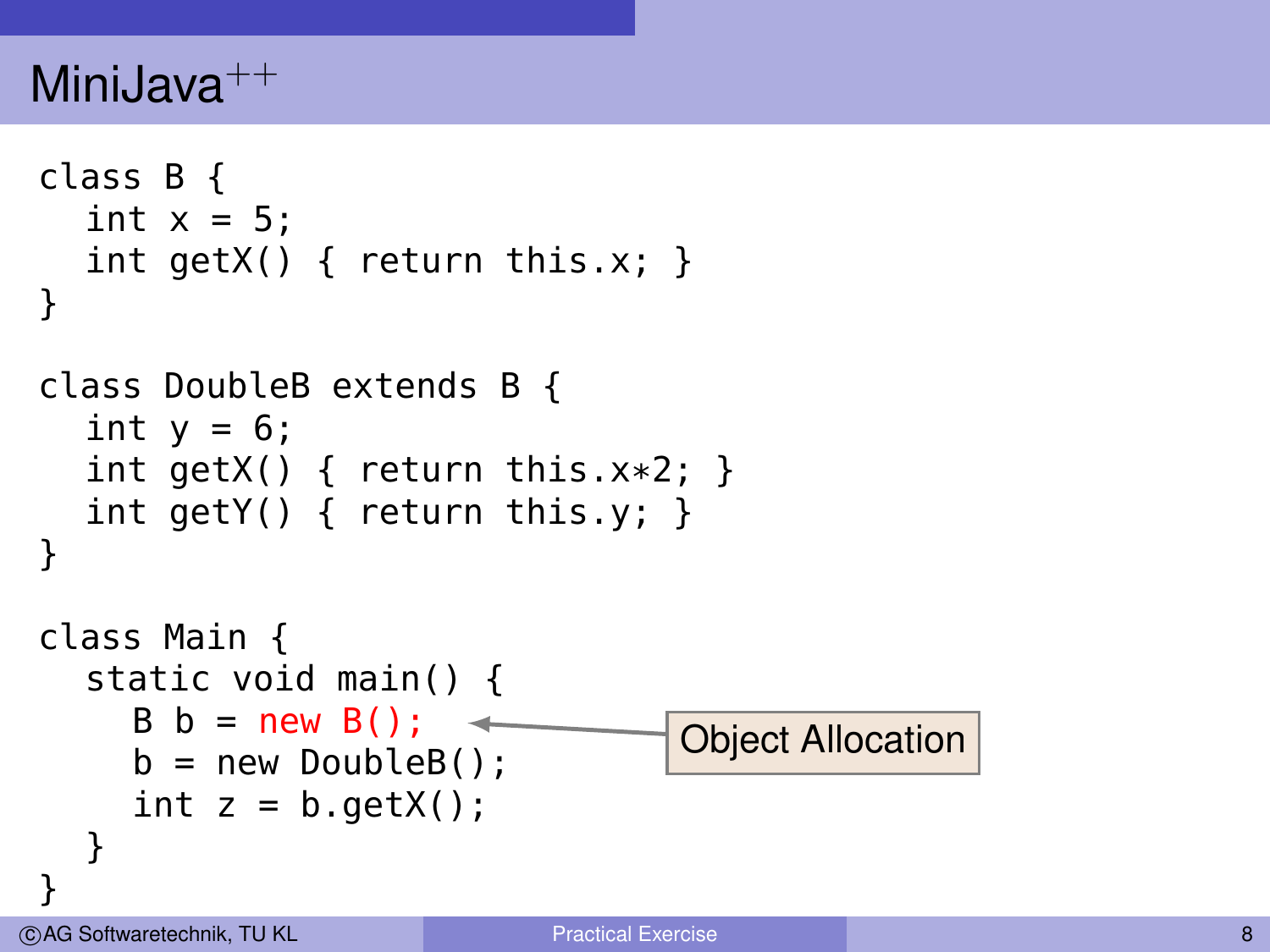# MiniJava$^{++}$

```
class B {
  int x = 5;
  int getX() { return this.x; }
}

class DoubleB extends B {
  int y = 6;
  int getX() { return this.x*2; }
  int getY() { return this.y; }
}

class Main {
  static void main() {
    B b = new B();
    b = new DoubleB();
    int z = b.getX();
  }
}
```

Object Allocation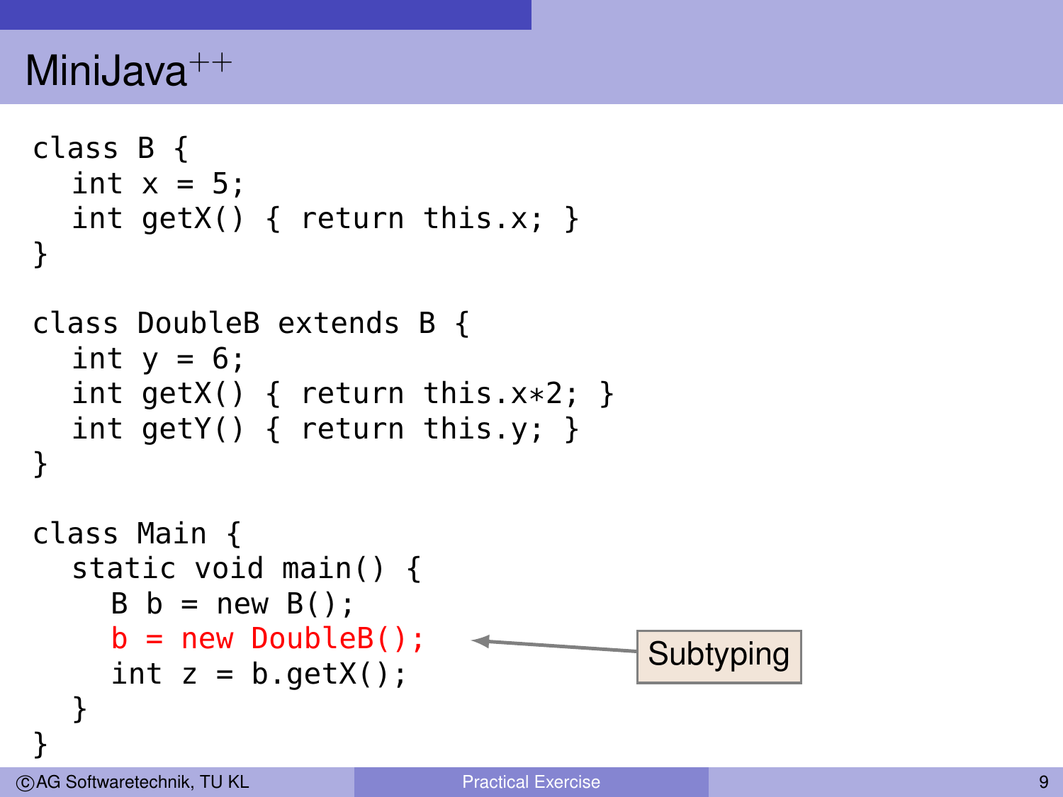# MiniJava$^{++}$

```
class B {
  int x = 5;
  int getX() { return this.x; }
}

class DoubleB extends B {
  int y = 6;
  int getX() { return this.x*2; }
  int getY() { return this.y; }
}

class Main {
  static void main() {
    B b = new B();
    b = new DoubleB();
    int z = b.getX();
  }
}
```

Subtyping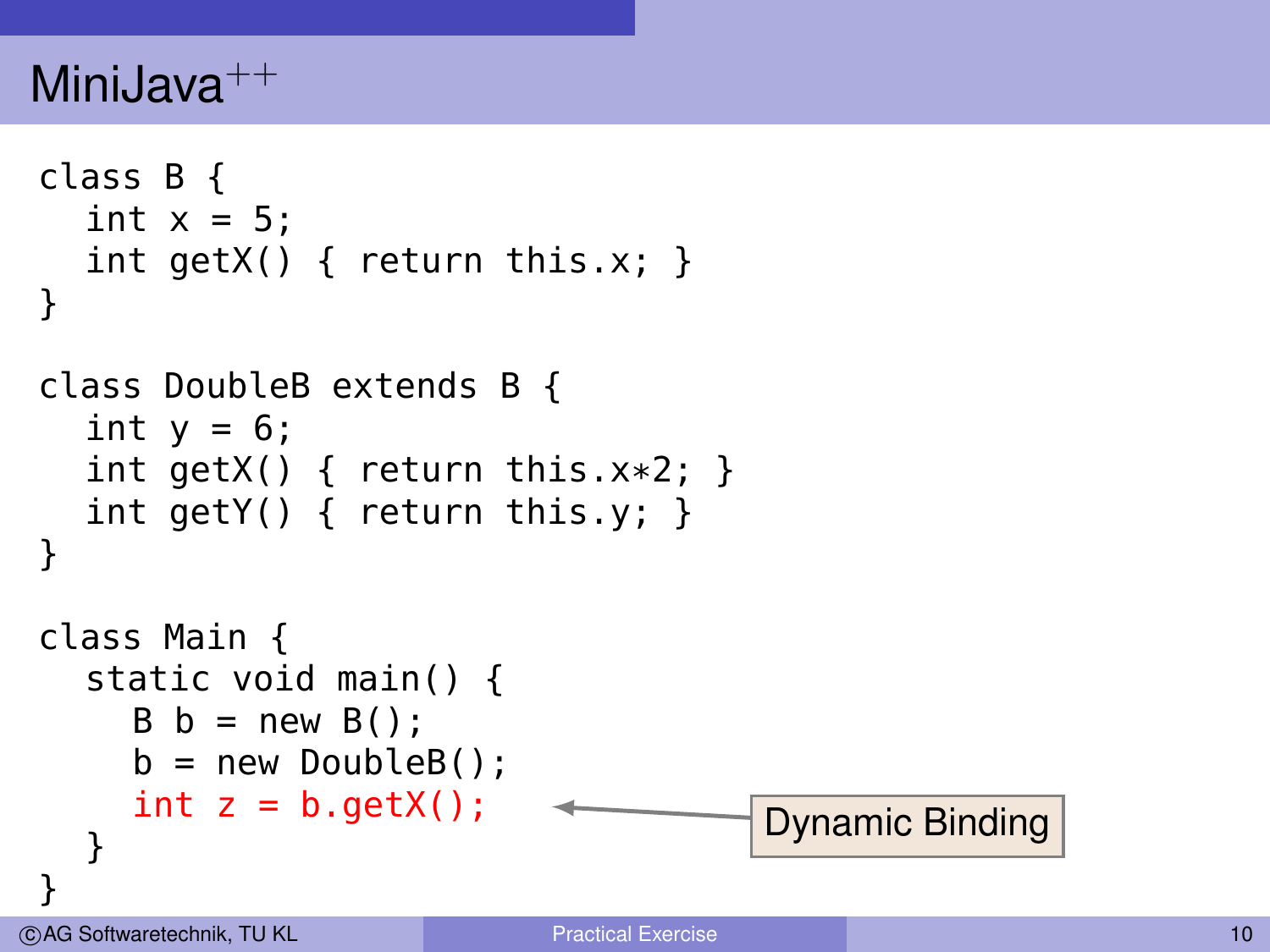# MiniJava$^{++}$

```
class B {
  int x = 5;
  int getX() { return this.x; }
}

class DoubleB extends B {
  int y = 6;
  int getX() { return this.x*2; }
  int getY() { return this.y; }
}

class Main {
  static void main() {
    B b = new B();
    b = new DoubleB();
    int z = b.getX();
  }
}
```

Dynamic Binding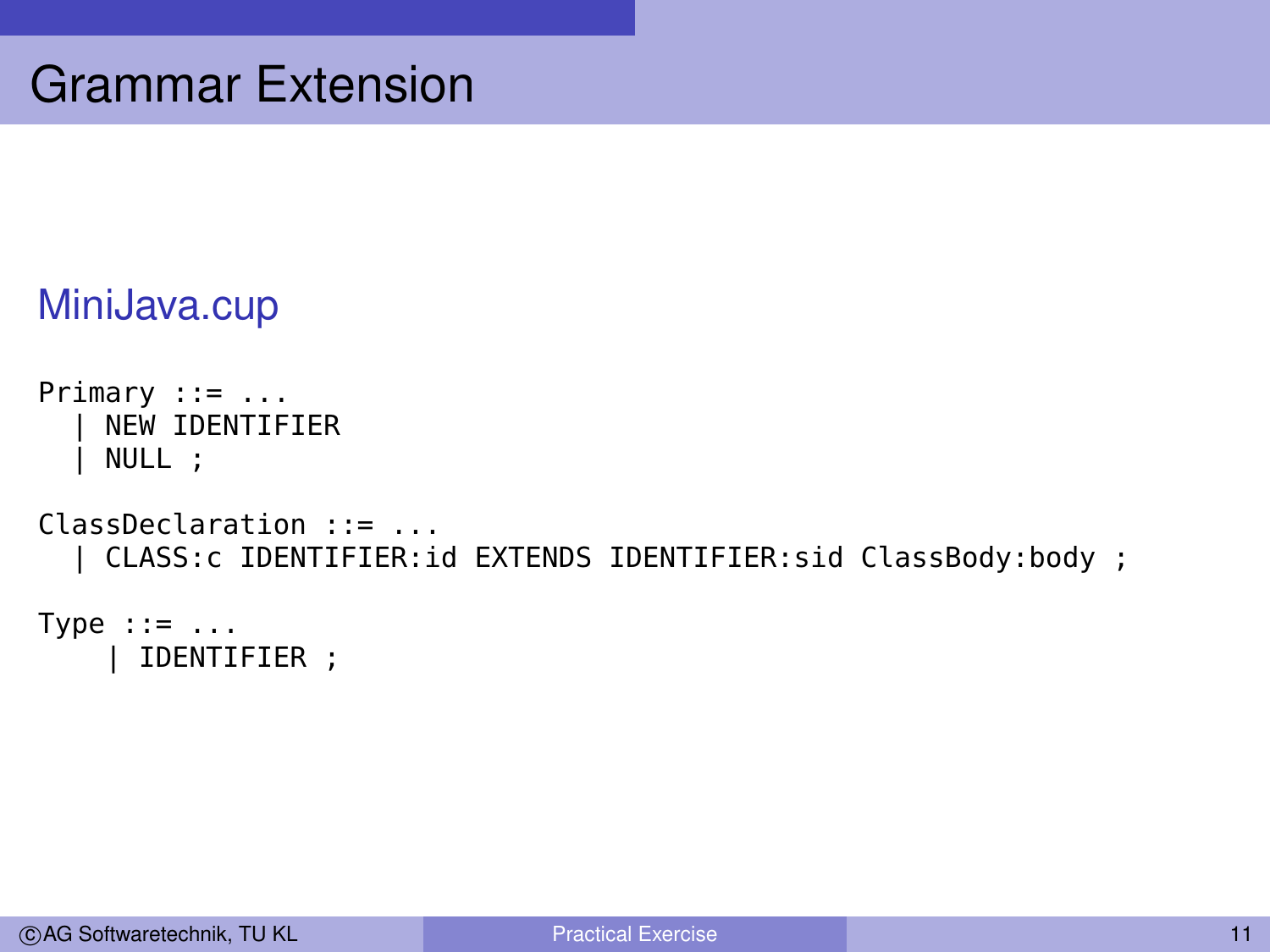# Grammar Extension

## MiniJava.cup

```
Primary ::= ...
  | NEW IDENTIFIER
  | NULL ;

ClassDeclaration ::= ...
  | CLASS:c IDENTIFIER:id EXTENDS IDENTIFIER:sid ClassBody:body ;

Type ::= ...
    | IDENTIFIER ;
```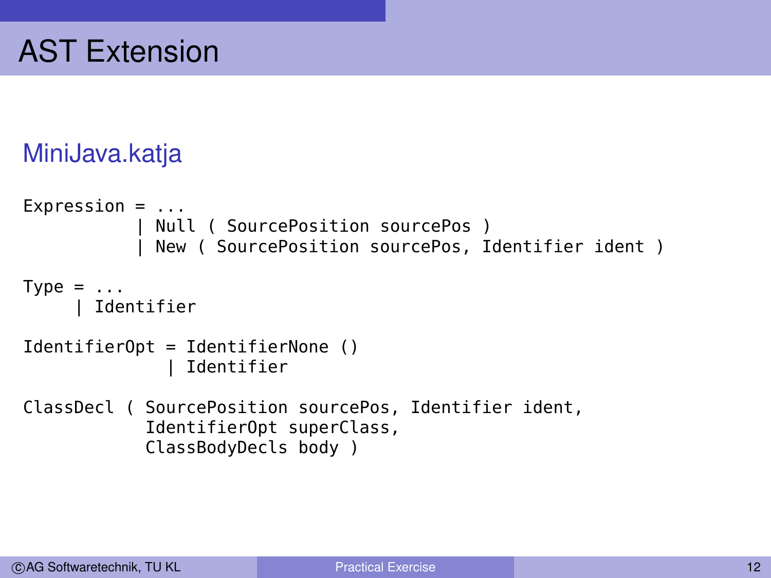# AST Extension

## MiniJava.katja

```
Expression = ...
           | Null ( SourcePosition sourcePos )
           | New ( SourcePosition sourcePos, Identifier ident )

Type = ...
     | Identifier

IdentifierOpt = IdentifierNone ()
              | Identifier

ClassDecl ( SourcePosition sourcePos, Identifier ident,
            IdentifierOpt superClass,
            ClassBodyDecls body )
```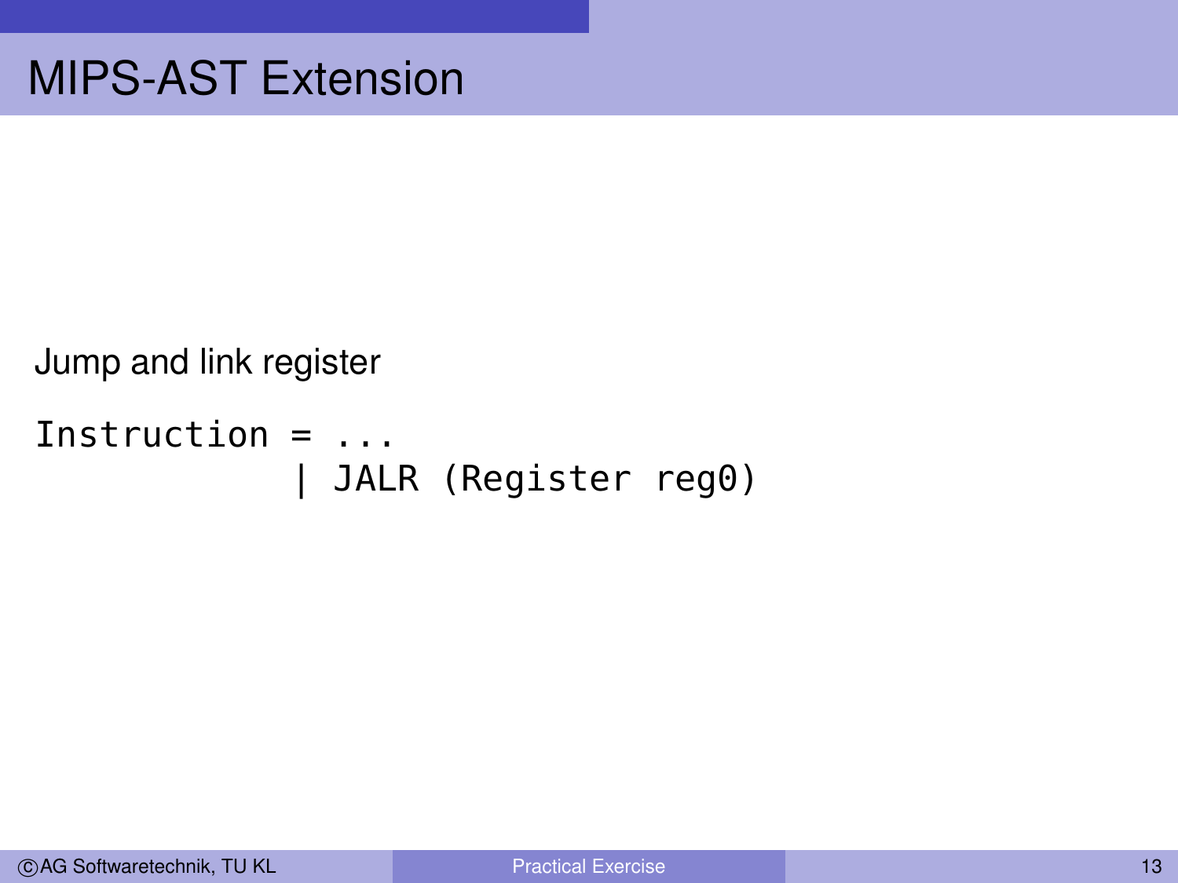# MIPS-AST Extension

Jump and link register

```
Instruction = ...
            | JALR (Register reg0)
```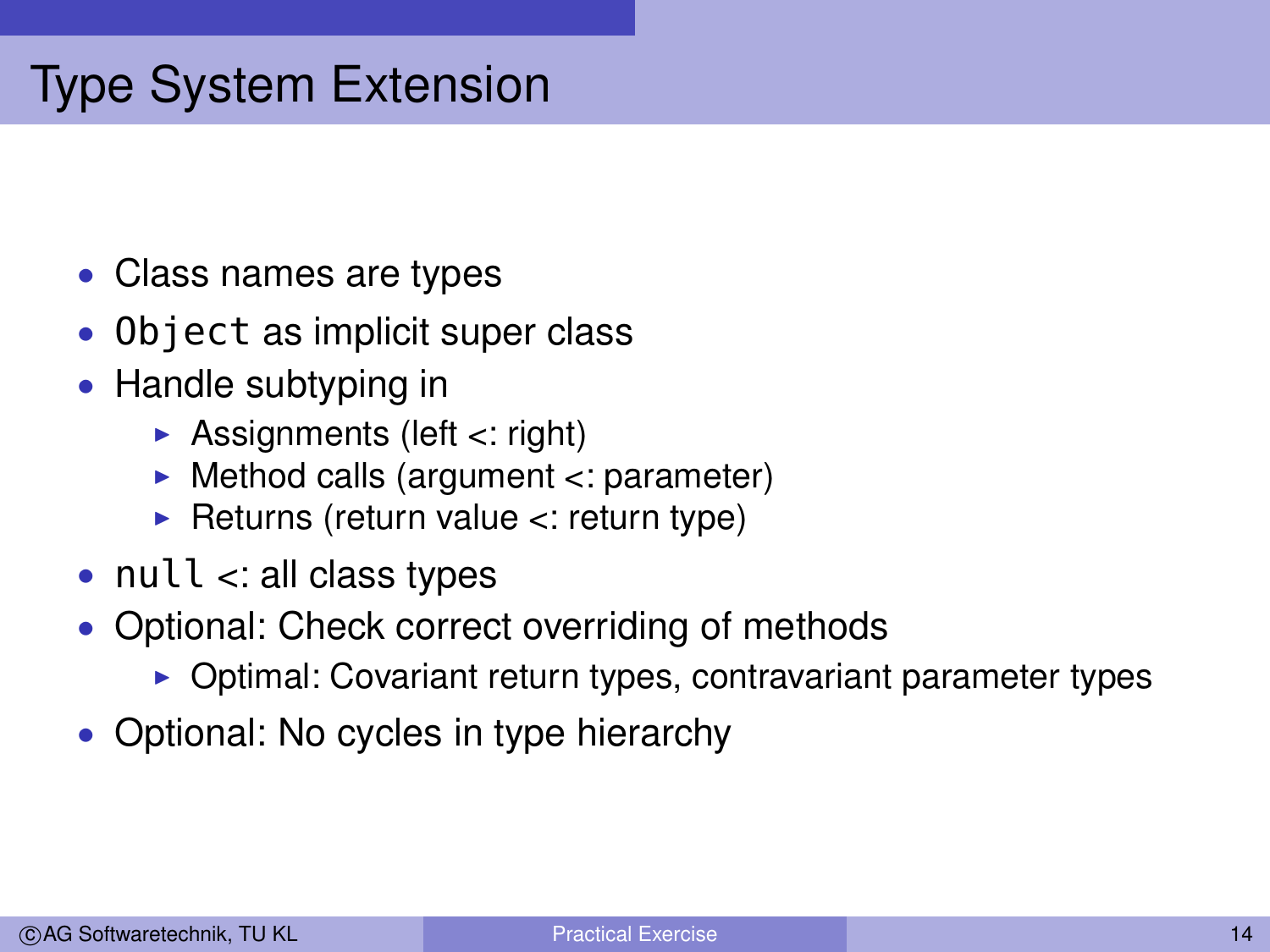# Type System Extension

- Class names are types
- `Object` as implicit super class
- Handle subtyping in
  - Assignments (left <: right)
  - Method calls (argument <: parameter)
  - Returns (return value <: return type)
- `null` <: all class types
- Optional: Check correct overriding of methods
  - Optimal: Covariant return types, contravariant parameter types
- Optional: No cycles in type hierarchy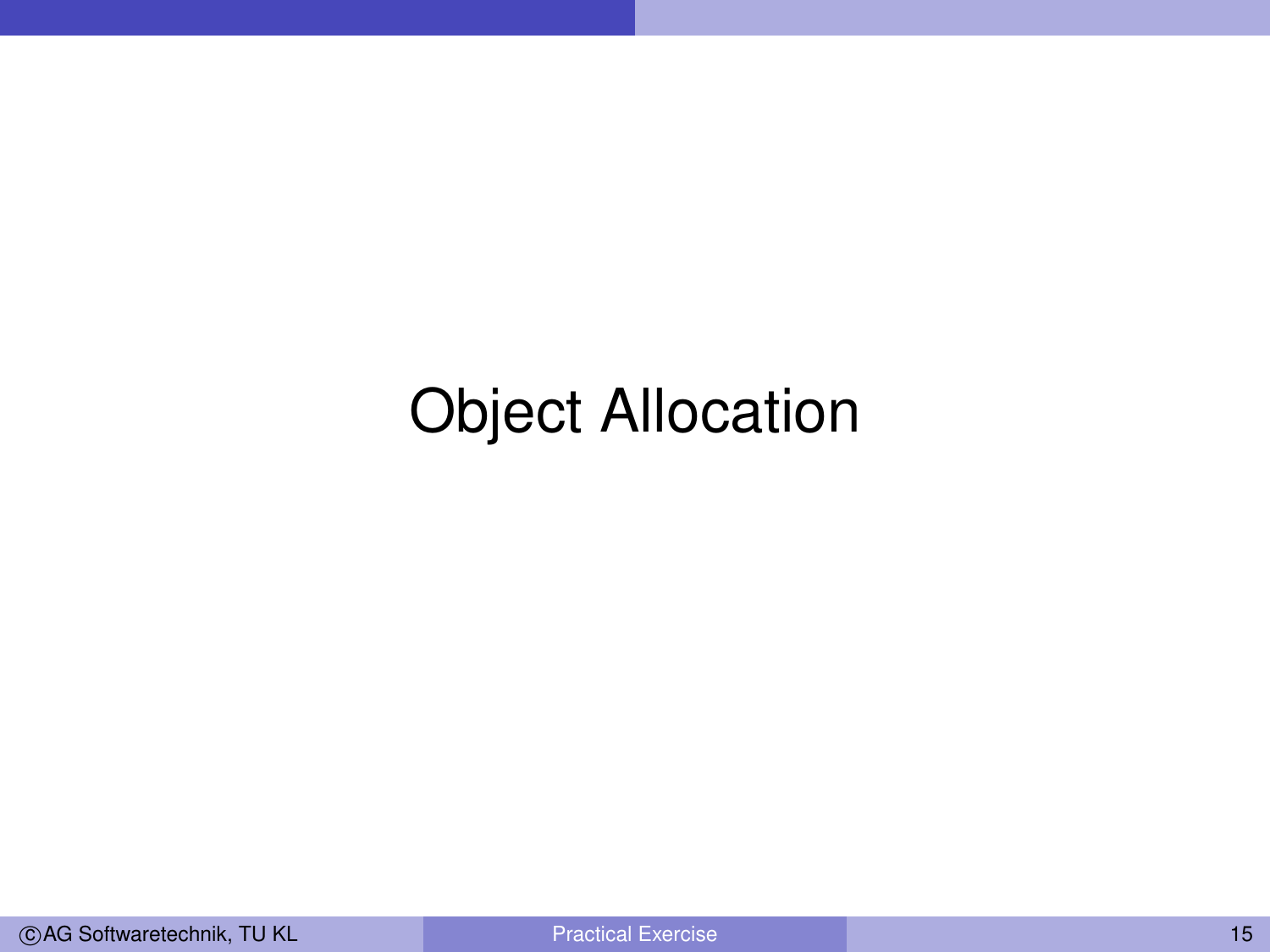# Object Allocation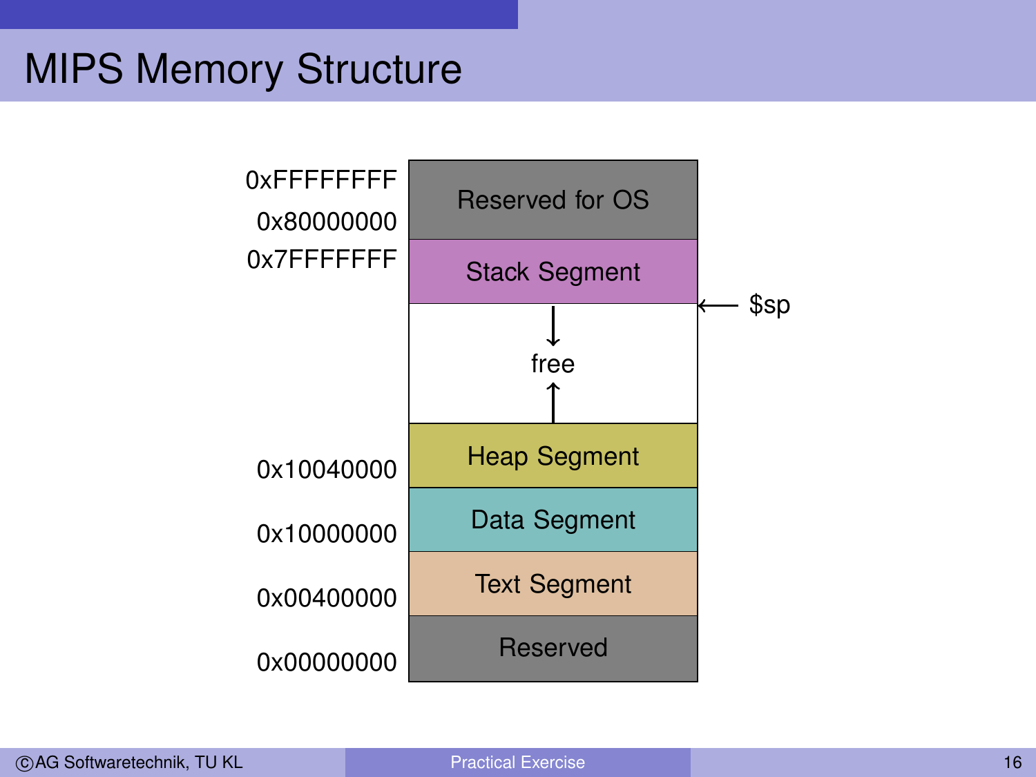# MIPS Memory Structure

| Address | Segment |
| --- | --- |
| 0xFFFFFFFF | Reserved for OS |
| 0x80000000 | |
| 0x7FFFFFFF | Stack Segment |
| | ↓ free ↑ ($sp) |
| 0x10040000 | Heap Segment |
| 0x10000000 | Data Segment |
| 0x00400000 | Text Segment |
| 0x00000000 | Reserved |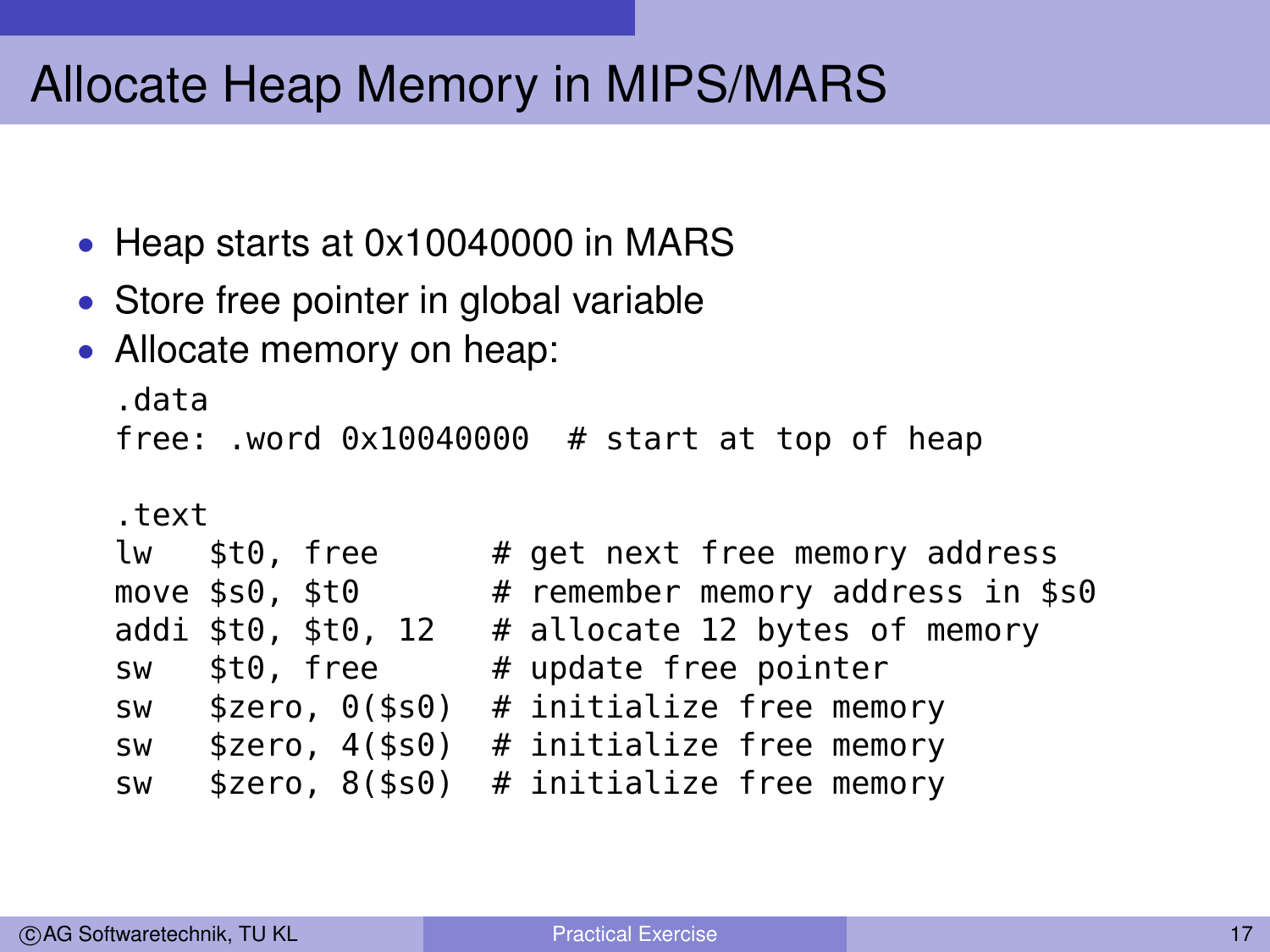# Allocate Heap Memory in MIPS/MARS

- Heap starts at 0x10040000 in MARS
- Store free pointer in global variable
- Allocate memory on heap:

```
.data
free: .word 0x10040000  # start at top of heap

.text
lw   $t0, free       # get next free memory address
move $s0, $t0        # remember memory address in $s0
addi $t0, $t0, 12    # allocate 12 bytes of memory
sw   $t0, free       # update free pointer
sw   $zero, 0($s0)   # initialize free memory
sw   $zero, 4($s0)   # initialize free memory
sw   $zero, 8($s0)   # initialize free memory
```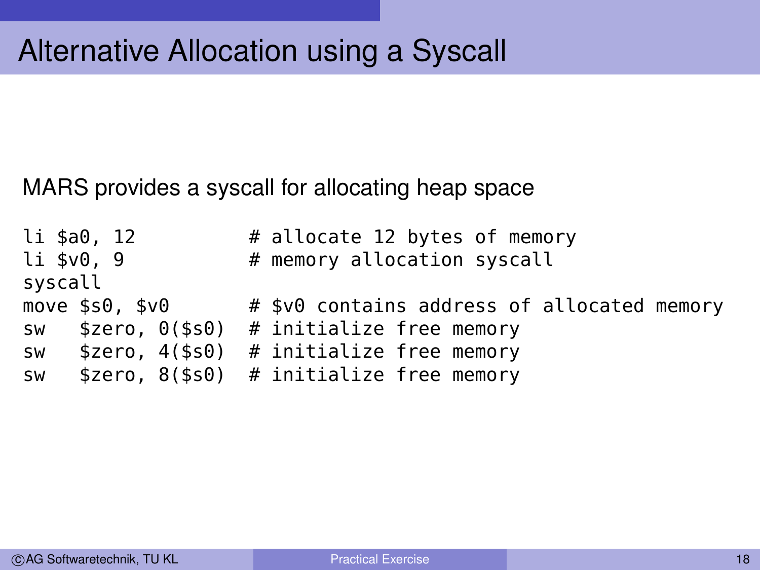# Alternative Allocation using a Syscall

MARS provides a syscall for allocating heap space

```
li $a0, 12          # allocate 12 bytes of memory
li $v0, 9           # memory allocation syscall
syscall
move $s0, $v0       # $v0 contains address of allocated memory
sw   $zero, 0($s0)  # initialize free memory
sw   $zero, 4($s0)  # initialize free memory
sw   $zero, 8($s0)  # initialize free memory
```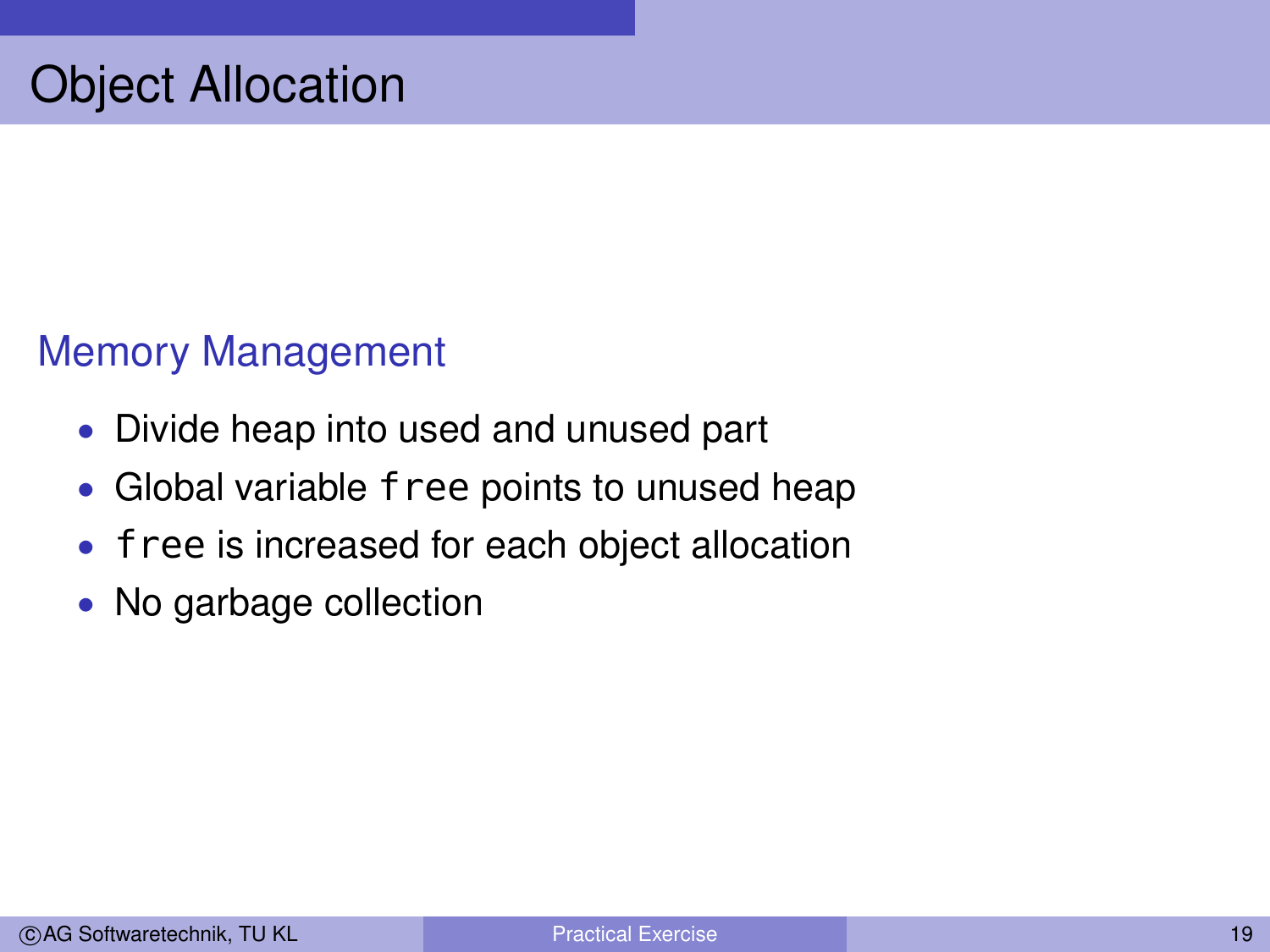# Object Allocation

## Memory Management

- Divide heap into used and unused part
- Global variable `free` points to unused heap
- `free` is increased for each object allocation
- No garbage collection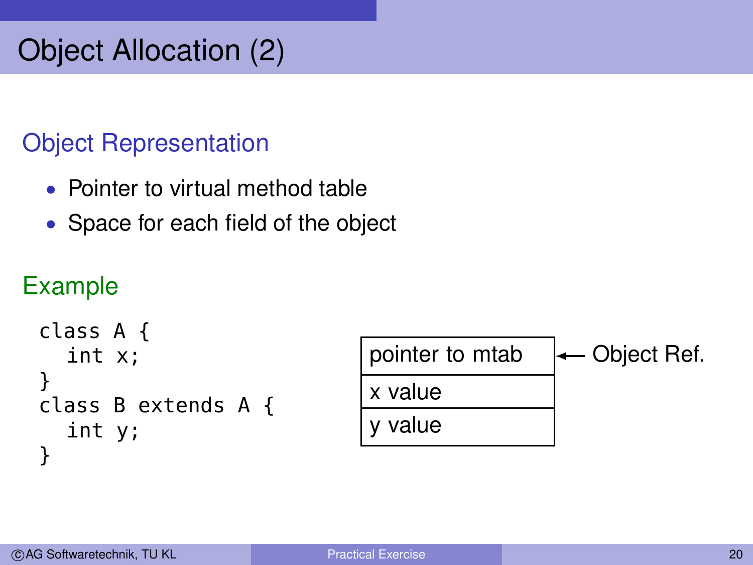# Object Allocation (2)

## Object Representation

- Pointer to virtual method table
- Space for each field of the object

## Example

```
class A {
  int x;
}
class B extends A {
  int y;
}
```

| pointer to mtab | ← Object Ref. |
|---|---|
| x value | |
| y value | |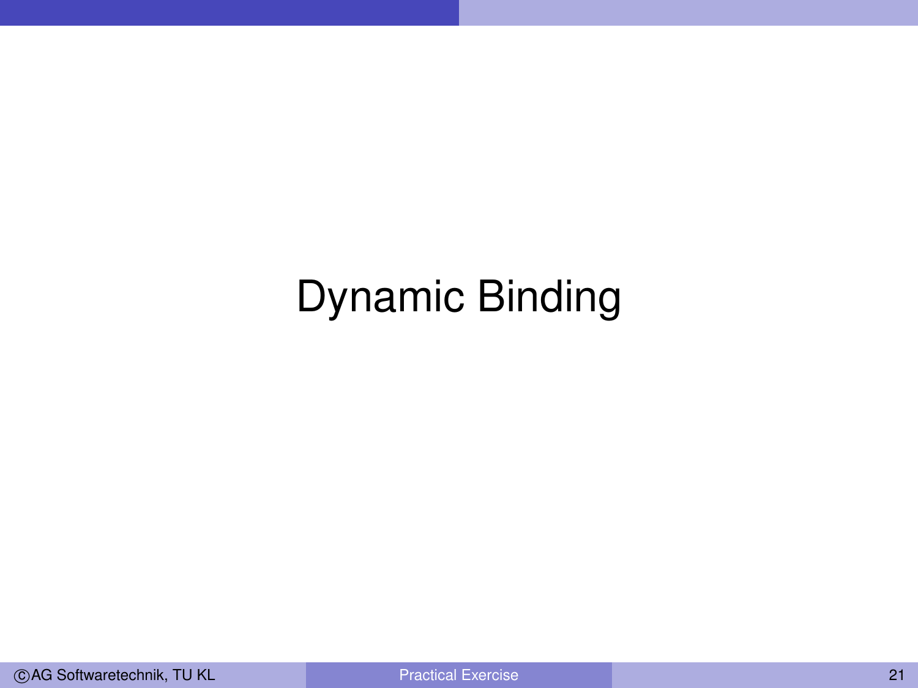# Dynamic Binding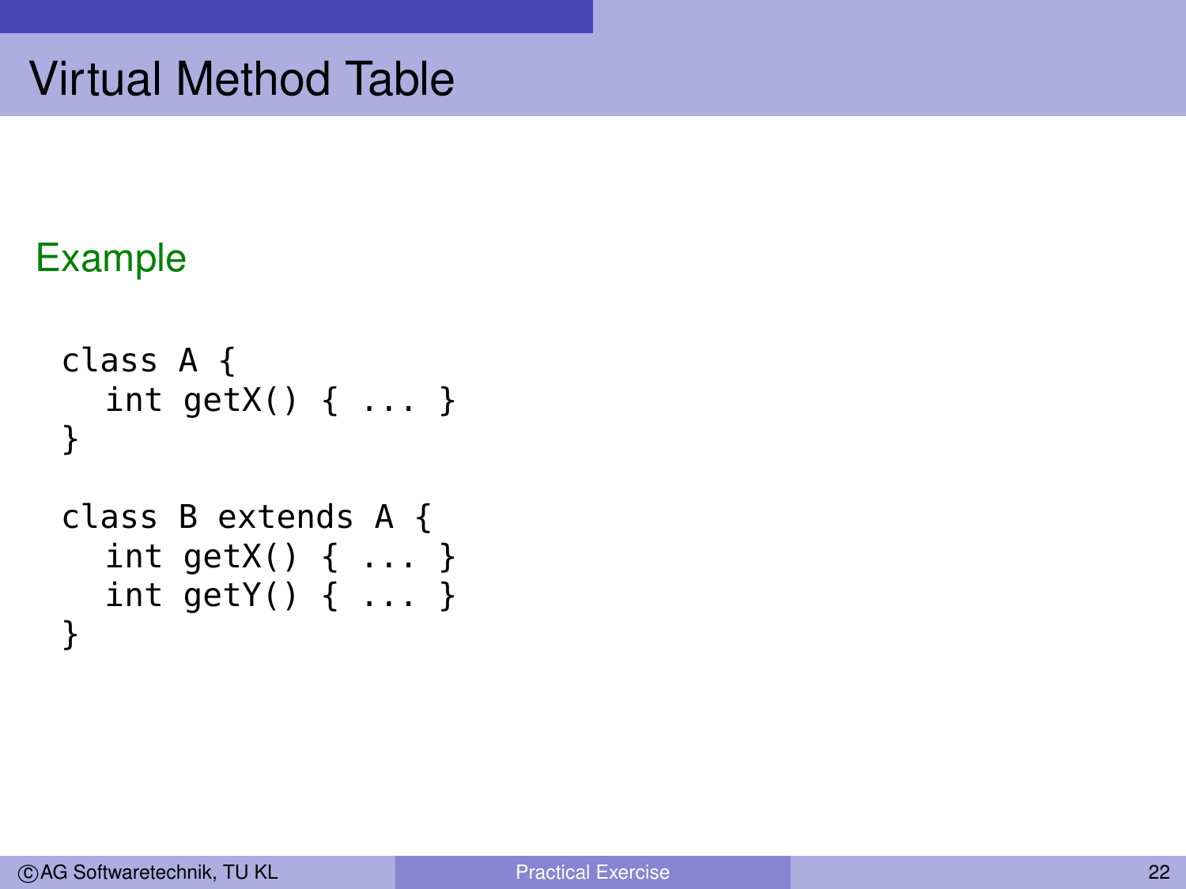# Virtual Method Table

### Example

```
class A {
  int getX() { ... }
}

class B extends A {
  int getX() { ... }
  int getY() { ... }
}
```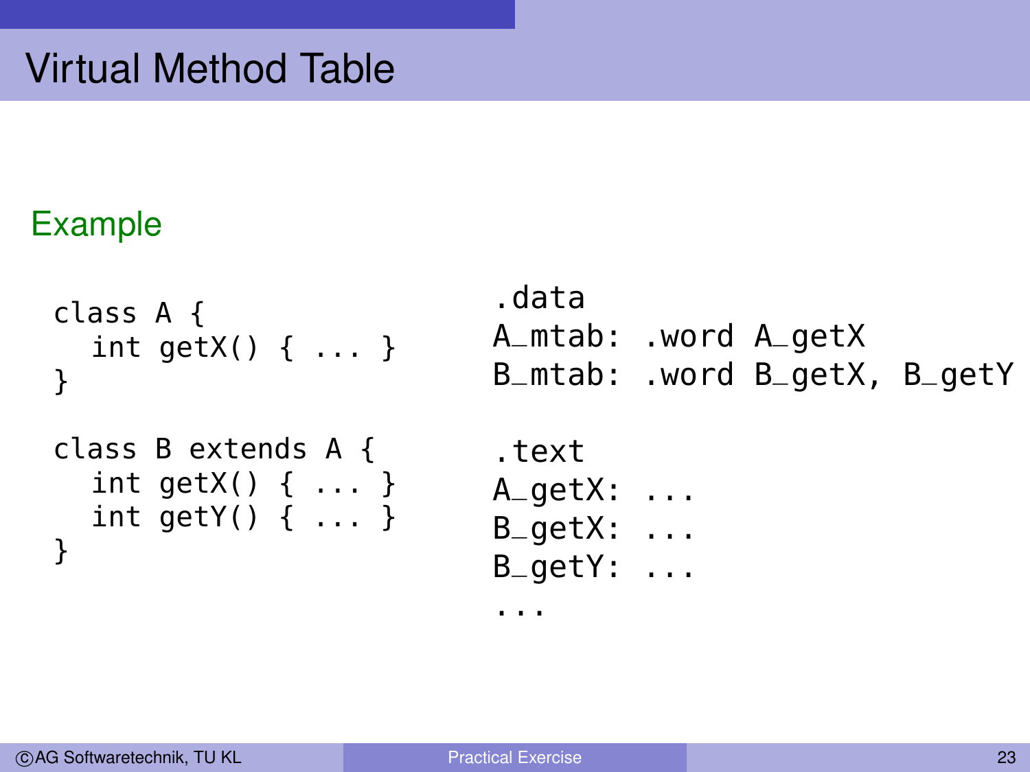# Virtual Method Table

## Example

```
class A {
  int getX() { ... }
}

class B extends A {
  int getX() { ... }
  int getY() { ... }
}
```

```
.data
A_mtab: .word A_getX
B_mtab: .word B_getX, B_getY

.text
A_getX: ...
B_getX: ...
B_getY: ...
...
```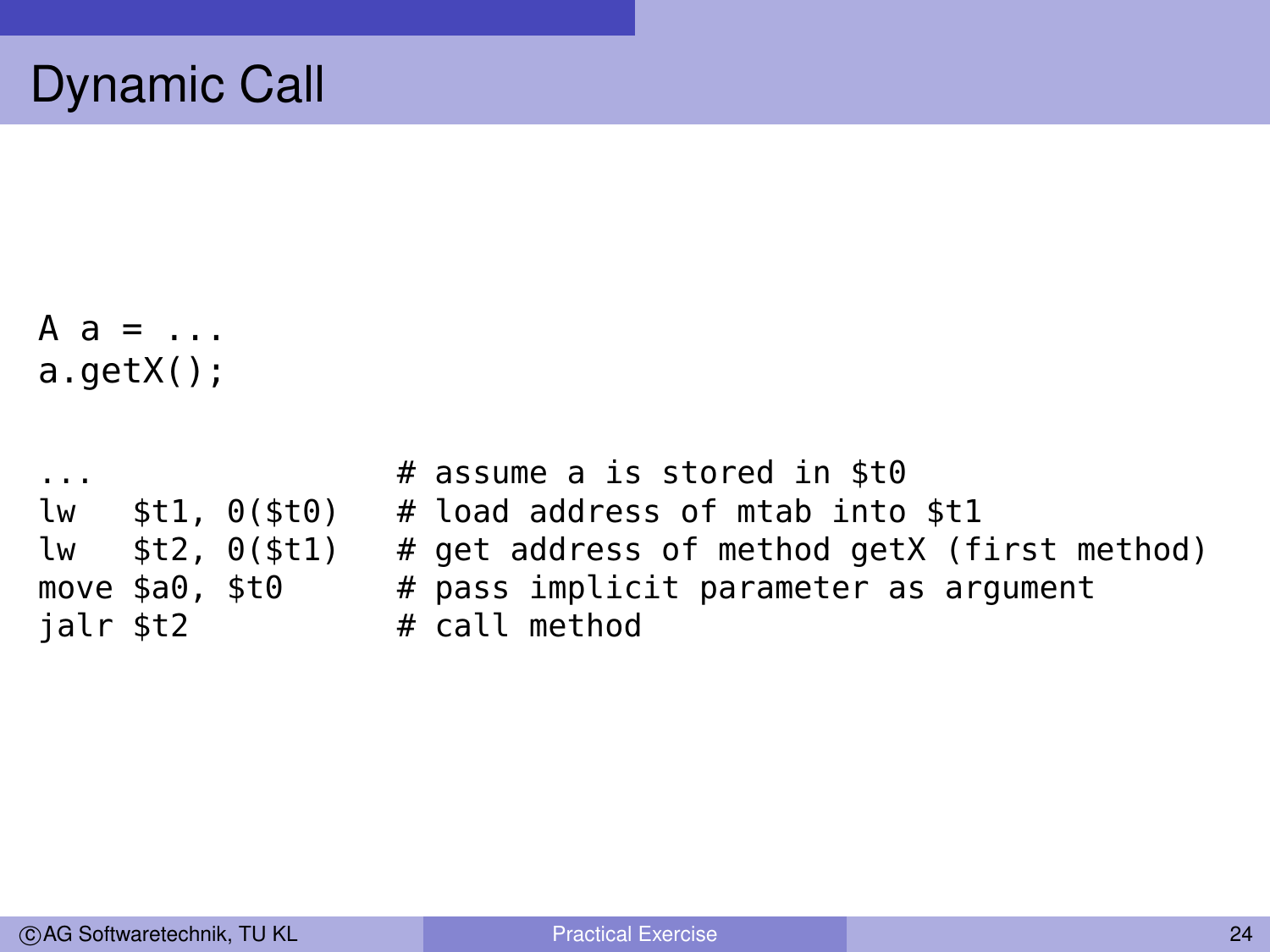# Dynamic Call

```
A a = ...
a.getX();
```

```
...                   # assume a is stored in $t0
lw   $t1, 0($t0)      # load address of mtab into $t1
lw   $t2, 0($t1)      # get address of method getX (first method)
move $a0, $t0         # pass implicit parameter as argument
jalr $t2              # call method
```